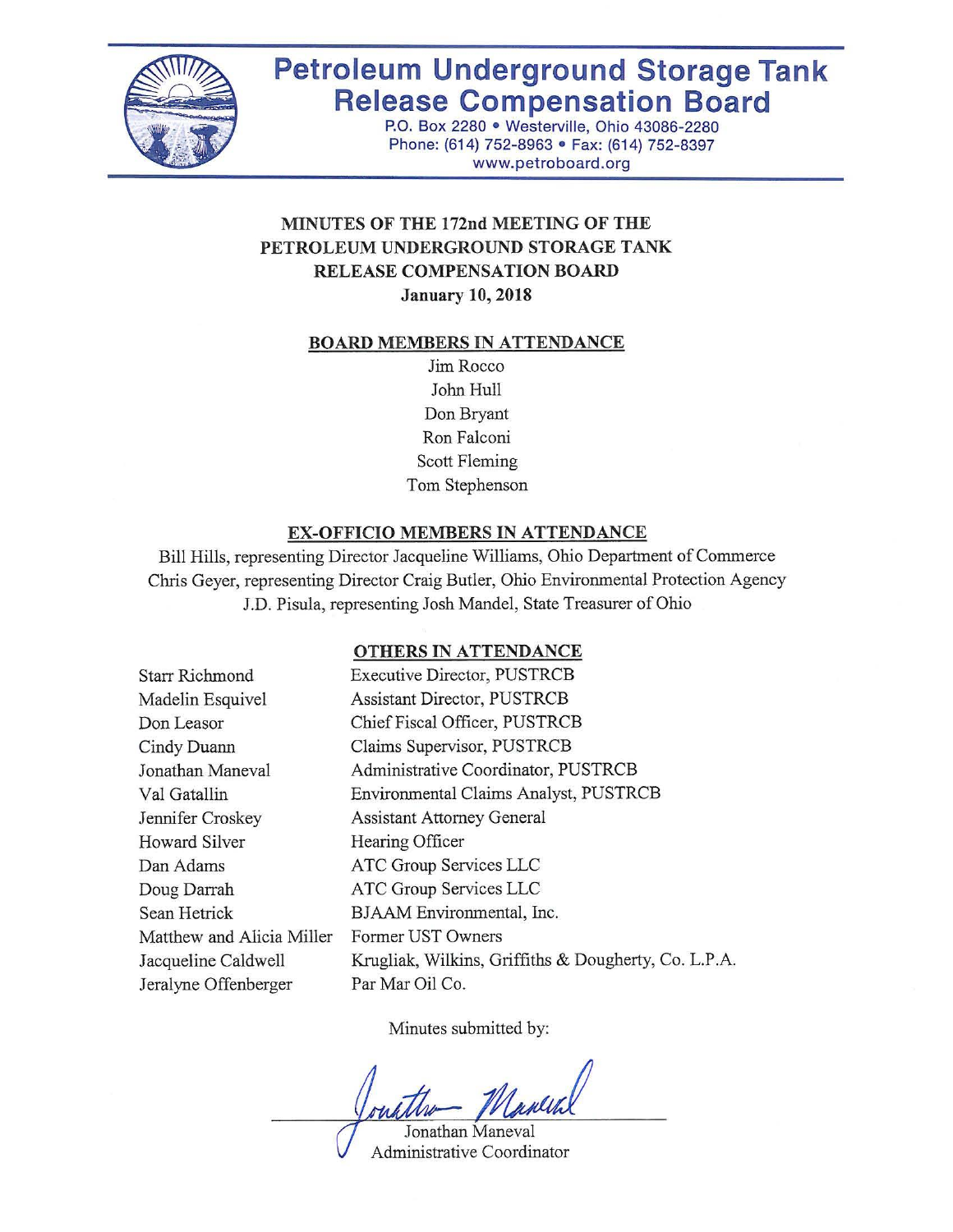# Petroleum Underground Storage Tank Release Compensation Board

P.O. Box 2280 • Westerville, Ohio 43086-2280
Phone: (614) 752-8963 • Fax: (614) 752-8397
www.petroboard.org

## MINUTES OF THE 172nd MEETING OF THE PETROLEUM UNDERGROUND STORAGE TANK RELEASE COMPENSATION BOARD
**January 10, 2018**

### BOARD MEMBERS IN ATTENDANCE

Jim Rocco
John Hull
Don Bryant
Ron Falconi
Scott Fleming
Tom Stephenson

### EX-OFFICIO MEMBERS IN ATTENDANCE

Bill Hills, representing Director Jacqueline Williams, Ohio Department of Commerce
Chris Geyer, representing Director Craig Butler, Ohio Environmental Protection Agency
J.D. Pisula, representing Josh Mandel, State Treasurer of Ohio

### OTHERS IN ATTENDANCE

| | |
|---|---|
| Starr Richmond | Executive Director, PUSTRCB |
| Madelin Esquivel | Assistant Director, PUSTRCB |
| Don Leasor | Chief Fiscal Officer, PUSTRCB |
| Cindy Duann | Claims Supervisor, PUSTRCB |
| Jonathan Maneval | Administrative Coordinator, PUSTRCB |
| Val Gatallin | Environmental Claims Analyst, PUSTRCB |
| Jennifer Croskey | Assistant Attorney General |
| Howard Silver | Hearing Officer |
| Dan Adams | ATC Group Services LLC |
| Doug Darrah | ATC Group Services LLC |
| Sean Hetrick | BJAAM Environmental, Inc. |
| Matthew and Alicia Miller | Former UST Owners |
| Jacqueline Caldwell | Krugliak, Wilkins, Griffiths & Dougherty, Co. L.P.A. |
| Jeralyne Offenberger | Par Mar Oil Co. |

Minutes submitted by:

Jonathan Maneval
Administrative Coordinator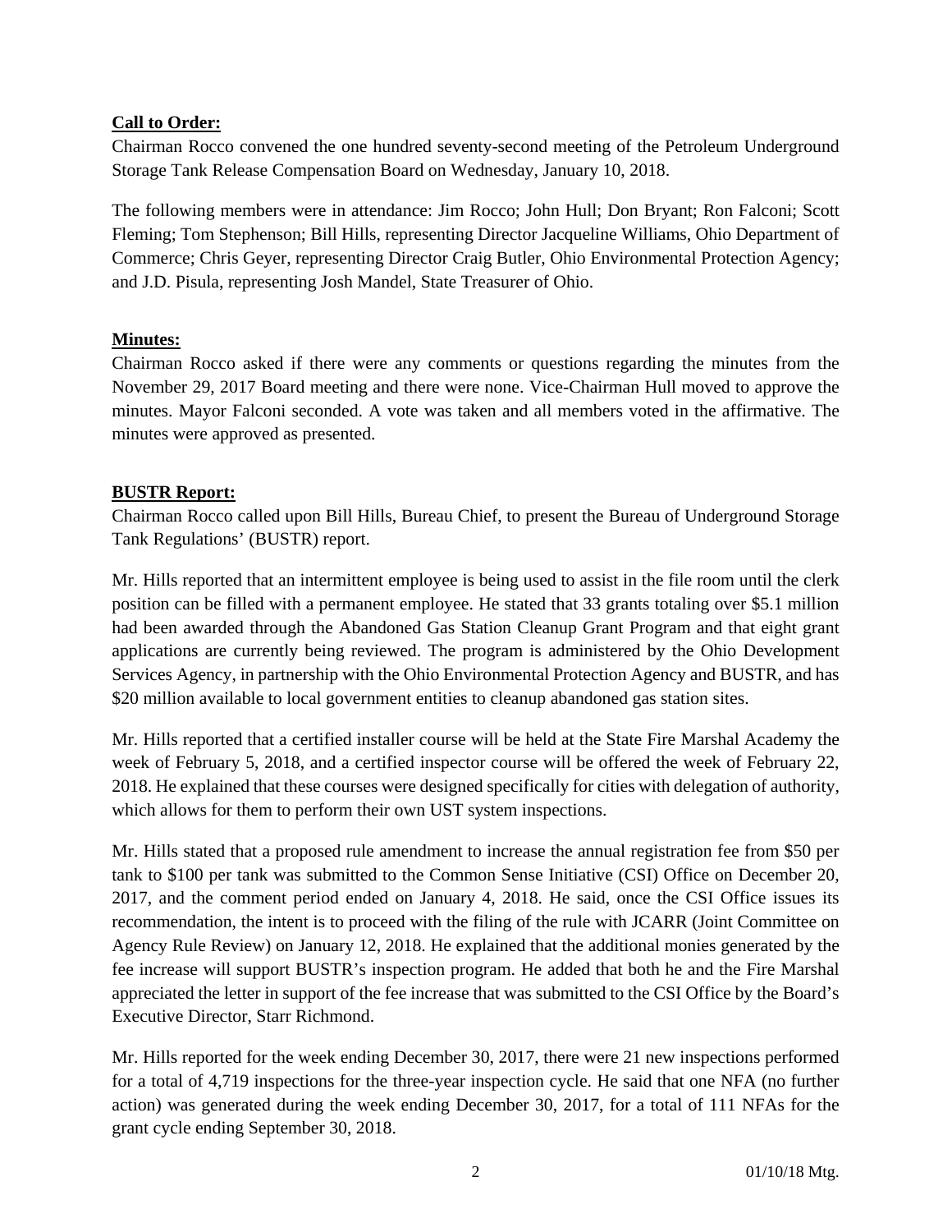**Call to Order:**

Chairman Rocco convened the one hundred seventy-second meeting of the Petroleum Underground Storage Tank Release Compensation Board on Wednesday, January 10, 2018.

The following members were in attendance: Jim Rocco; John Hull; Don Bryant; Ron Falconi; Scott Fleming; Tom Stephenson; Bill Hills, representing Director Jacqueline Williams, Ohio Department of Commerce; Chris Geyer, representing Director Craig Butler, Ohio Environmental Protection Agency; and J.D. Pisula, representing Josh Mandel, State Treasurer of Ohio.

**Minutes:**

Chairman Rocco asked if there were any comments or questions regarding the minutes from the November 29, 2017 Board meeting and there were none. Vice-Chairman Hull moved to approve the minutes. Mayor Falconi seconded. A vote was taken and all members voted in the affirmative. The minutes were approved as presented.

**BUSTR Report:**

Chairman Rocco called upon Bill Hills, Bureau Chief, to present the Bureau of Underground Storage Tank Regulations' (BUSTR) report.

Mr. Hills reported that an intermittent employee is being used to assist in the file room until the clerk position can be filled with a permanent employee. He stated that 33 grants totaling over $5.1 million had been awarded through the Abandoned Gas Station Cleanup Grant Program and that eight grant applications are currently being reviewed. The program is administered by the Ohio Development Services Agency, in partnership with the Ohio Environmental Protection Agency and BUSTR, and has $20 million available to local government entities to cleanup abandoned gas station sites.

Mr. Hills reported that a certified installer course will be held at the State Fire Marshal Academy the week of February 5, 2018, and a certified inspector course will be offered the week of February 22, 2018. He explained that these courses were designed specifically for cities with delegation of authority, which allows for them to perform their own UST system inspections.

Mr. Hills stated that a proposed rule amendment to increase the annual registration fee from $50 per tank to $100 per tank was submitted to the Common Sense Initiative (CSI) Office on December 20, 2017, and the comment period ended on January 4, 2018. He said, once the CSI Office issues its recommendation, the intent is to proceed with the filing of the rule with JCARR (Joint Committee on Agency Rule Review) on January 12, 2018. He explained that the additional monies generated by the fee increase will support BUSTR's inspection program. He added that both he and the Fire Marshal appreciated the letter in support of the fee increase that was submitted to the CSI Office by the Board's Executive Director, Starr Richmond.

Mr. Hills reported for the week ending December 30, 2017, there were 21 new inspections performed for a total of 4,719 inspections for the three-year inspection cycle. He said that one NFA (no further action) was generated during the week ending December 30, 2017, for a total of 111 NFAs for the grant cycle ending September 30, 2018.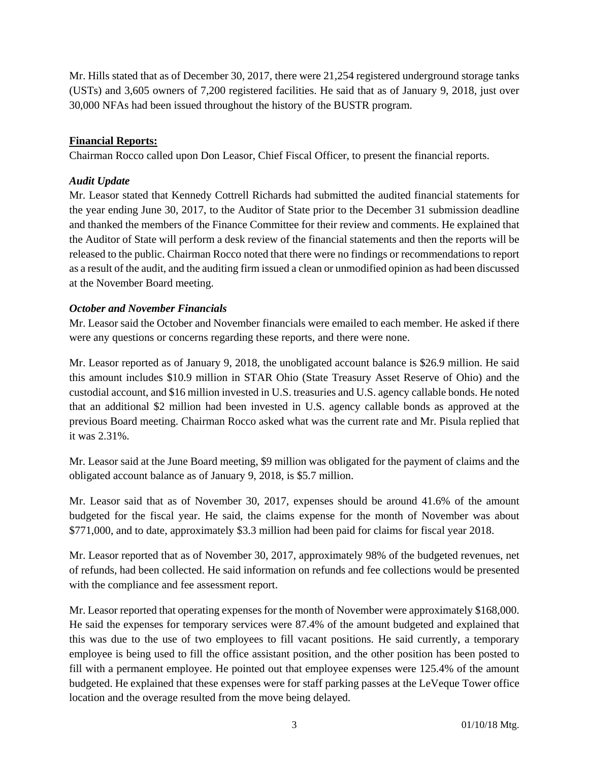Mr. Hills stated that as of December 30, 2017, there were 21,254 registered underground storage tanks (USTs) and 3,605 owners of 7,200 registered facilities. He said that as of January 9, 2018, just over 30,000 NFAs had been issued throughout the history of the BUSTR program.

## Financial Reports:

Chairman Rocco called upon Don Leasor, Chief Fiscal Officer, to present the financial reports.

### *Audit Update*

Mr. Leasor stated that Kennedy Cottrell Richards had submitted the audited financial statements for the year ending June 30, 2017, to the Auditor of State prior to the December 31 submission deadline and thanked the members of the Finance Committee for their review and comments. He explained that the Auditor of State will perform a desk review of the financial statements and then the reports will be released to the public. Chairman Rocco noted that there were no findings or recommendations to report as a result of the audit, and the auditing firm issued a clean or unmodified opinion as had been discussed at the November Board meeting.

### *October and November Financials*

Mr. Leasor said the October and November financials were emailed to each member. He asked if there were any questions or concerns regarding these reports, and there were none.

Mr. Leasor reported as of January 9, 2018, the unobligated account balance is $26.9 million. He said this amount includes $10.9 million in STAR Ohio (State Treasury Asset Reserve of Ohio) and the custodial account, and $16 million invested in U.S. treasuries and U.S. agency callable bonds. He noted that an additional $2 million had been invested in U.S. agency callable bonds as approved at the previous Board meeting. Chairman Rocco asked what was the current rate and Mr. Pisula replied that it was 2.31%.

Mr. Leasor said at the June Board meeting, $9 million was obligated for the payment of claims and the obligated account balance as of January 9, 2018, is $5.7 million.

Mr. Leasor said that as of November 30, 2017, expenses should be around 41.6% of the amount budgeted for the fiscal year. He said, the claims expense for the month of November was about $771,000, and to date, approximately $3.3 million had been paid for claims for fiscal year 2018.

Mr. Leasor reported that as of November 30, 2017, approximately 98% of the budgeted revenues, net of refunds, had been collected. He said information on refunds and fee collections would be presented with the compliance and fee assessment report.

Mr. Leasor reported that operating expenses for the month of November were approximately $168,000. He said the expenses for temporary services were 87.4% of the amount budgeted and explained that this was due to the use of two employees to fill vacant positions. He said currently, a temporary employee is being used to fill the office assistant position, and the other position has been posted to fill with a permanent employee. He pointed out that employee expenses were 125.4% of the amount budgeted. He explained that these expenses were for staff parking passes at the LeVeque Tower office location and the overage resulted from the move being delayed.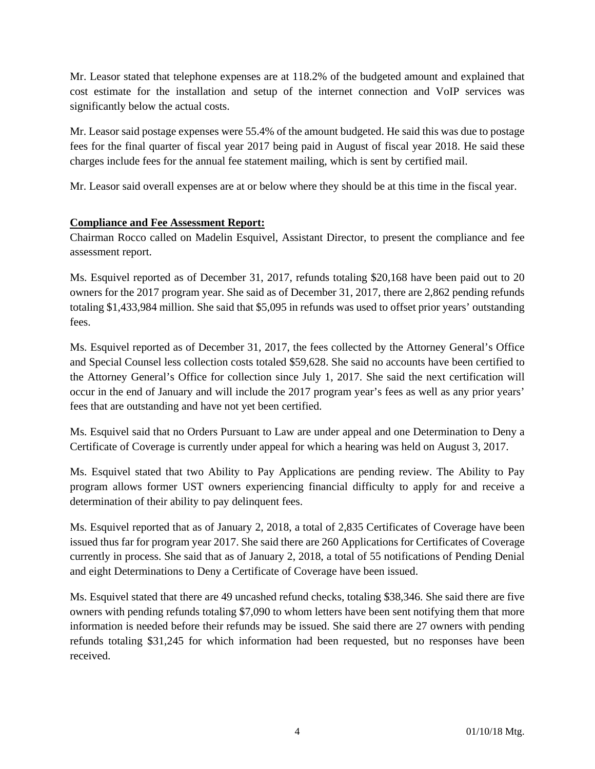Mr. Leasor stated that telephone expenses are at 118.2% of the budgeted amount and explained that cost estimate for the installation and setup of the internet connection and VoIP services was significantly below the actual costs.

Mr. Leasor said postage expenses were 55.4% of the amount budgeted. He said this was due to postage fees for the final quarter of fiscal year 2017 being paid in August of fiscal year 2018. He said these charges include fees for the annual fee statement mailing, which is sent by certified mail.

Mr. Leasor said overall expenses are at or below where they should be at this time in the fiscal year.

**Compliance and Fee Assessment Report:**

Chairman Rocco called on Madelin Esquivel, Assistant Director, to present the compliance and fee assessment report.

Ms. Esquivel reported as of December 31, 2017, refunds totaling $20,168 have been paid out to 20 owners for the 2017 program year. She said as of December 31, 2017, there are 2,862 pending refunds totaling $1,433,984 million. She said that $5,095 in refunds was used to offset prior years' outstanding fees.

Ms. Esquivel reported as of December 31, 2017, the fees collected by the Attorney General's Office and Special Counsel less collection costs totaled $59,628. She said no accounts have been certified to the Attorney General's Office for collection since July 1, 2017. She said the next certification will occur in the end of January and will include the 2017 program year's fees as well as any prior years' fees that are outstanding and have not yet been certified.

Ms. Esquivel said that no Orders Pursuant to Law are under appeal and one Determination to Deny a Certificate of Coverage is currently under appeal for which a hearing was held on August 3, 2017.

Ms. Esquivel stated that two Ability to Pay Applications are pending review. The Ability to Pay program allows former UST owners experiencing financial difficulty to apply for and receive a determination of their ability to pay delinquent fees.

Ms. Esquivel reported that as of January 2, 2018, a total of 2,835 Certificates of Coverage have been issued thus far for program year 2017. She said there are 260 Applications for Certificates of Coverage currently in process. She said that as of January 2, 2018, a total of 55 notifications of Pending Denial and eight Determinations to Deny a Certificate of Coverage have been issued.

Ms. Esquivel stated that there are 49 uncashed refund checks, totaling $38,346. She said there are five owners with pending refunds totaling $7,090 to whom letters have been sent notifying them that more information is needed before their refunds may be issued. She said there are 27 owners with pending refunds totaling $31,245 for which information had been requested, but no responses have been received.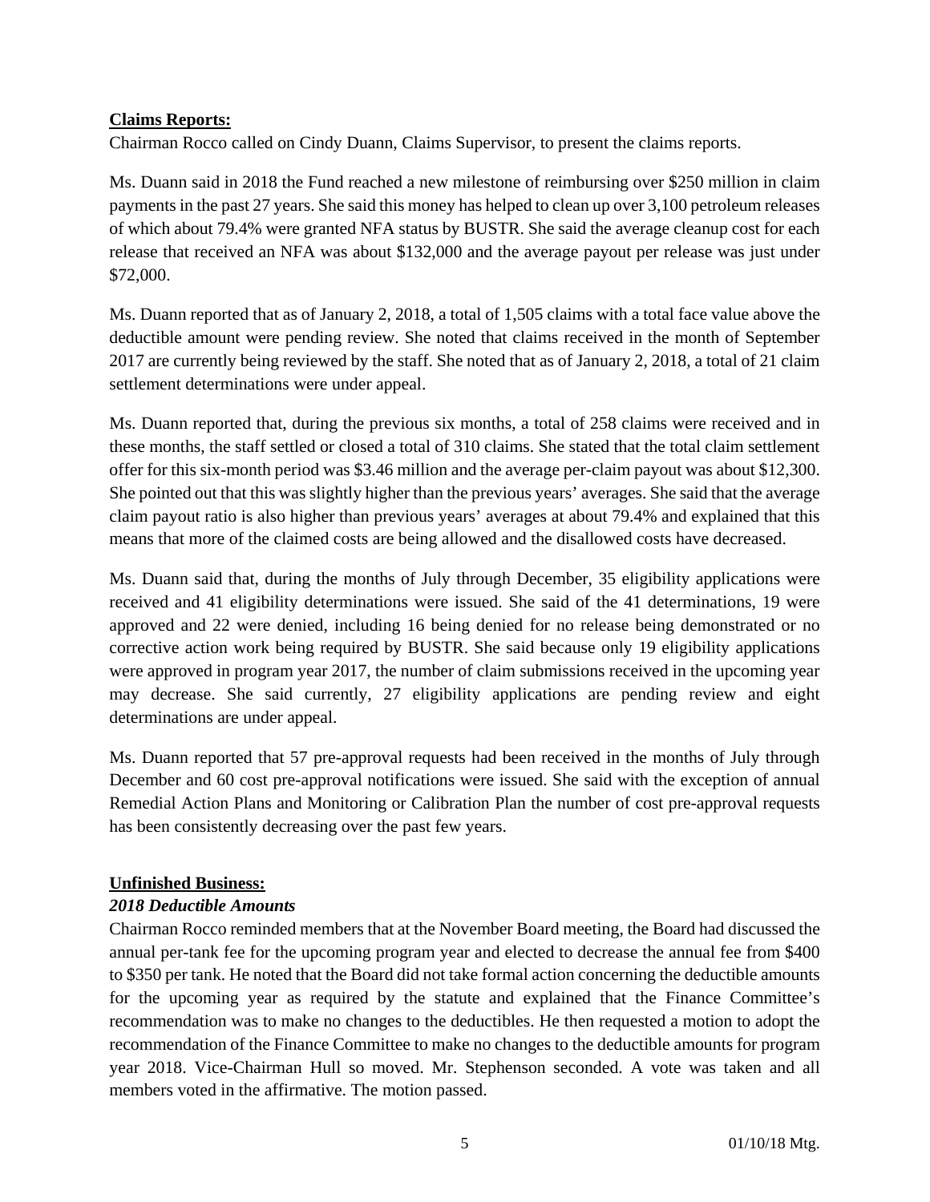**Claims Reports:**

Chairman Rocco called on Cindy Duann, Claims Supervisor, to present the claims reports.

Ms. Duann said in 2018 the Fund reached a new milestone of reimbursing over $250 million in claim payments in the past 27 years. She said this money has helped to clean up over 3,100 petroleum releases of which about 79.4% were granted NFA status by BUSTR. She said the average cleanup cost for each release that received an NFA was about $132,000 and the average payout per release was just under $72,000.

Ms. Duann reported that as of January 2, 2018, a total of 1,505 claims with a total face value above the deductible amount were pending review. She noted that claims received in the month of September 2017 are currently being reviewed by the staff. She noted that as of January 2, 2018, a total of 21 claim settlement determinations were under appeal.

Ms. Duann reported that, during the previous six months, a total of 258 claims were received and in these months, the staff settled or closed a total of 310 claims. She stated that the total claim settlement offer for this six-month period was $3.46 million and the average per-claim payout was about $12,300. She pointed out that this was slightly higher than the previous years' averages. She said that the average claim payout ratio is also higher than previous years' averages at about 79.4% and explained that this means that more of the claimed costs are being allowed and the disallowed costs have decreased.

Ms. Duann said that, during the months of July through December, 35 eligibility applications were received and 41 eligibility determinations were issued. She said of the 41 determinations, 19 were approved and 22 were denied, including 16 being denied for no release being demonstrated or no corrective action work being required by BUSTR. She said because only 19 eligibility applications were approved in program year 2017, the number of claim submissions received in the upcoming year may decrease. She said currently, 27 eligibility applications are pending review and eight determinations are under appeal.

Ms. Duann reported that 57 pre-approval requests had been received in the months of July through December and 60 cost pre-approval notifications were issued. She said with the exception of annual Remedial Action Plans and Monitoring or Calibration Plan the number of cost pre-approval requests has been consistently decreasing over the past few years.

**Unfinished Business:**

***2018 Deductible Amounts***

Chairman Rocco reminded members that at the November Board meeting, the Board had discussed the annual per-tank fee for the upcoming program year and elected to decrease the annual fee from $400 to $350 per tank. He noted that the Board did not take formal action concerning the deductible amounts for the upcoming year as required by the statute and explained that the Finance Committee's recommendation was to make no changes to the deductibles. He then requested a motion to adopt the recommendation of the Finance Committee to make no changes to the deductible amounts for program year 2018. Vice-Chairman Hull so moved. Mr. Stephenson seconded. A vote was taken and all members voted in the affirmative. The motion passed.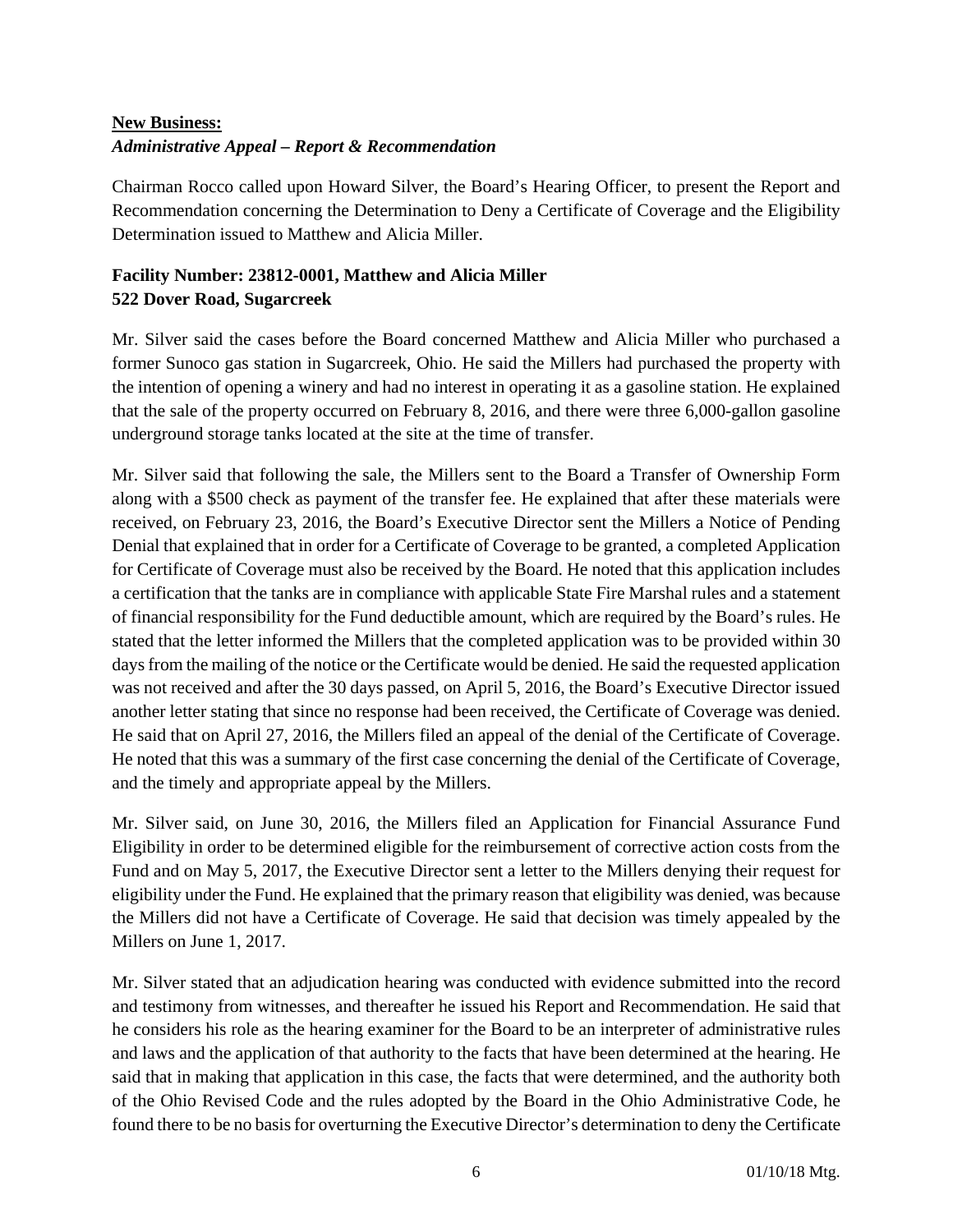**New Business:**
***Administrative Appeal – Report & Recommendation***

Chairman Rocco called upon Howard Silver, the Board's Hearing Officer, to present the Report and Recommendation concerning the Determination to Deny a Certificate of Coverage and the Eligibility Determination issued to Matthew and Alicia Miller.

**Facility Number: 23812-0001, Matthew and Alicia Miller**
**522 Dover Road, Sugarcreek**

Mr. Silver said the cases before the Board concerned Matthew and Alicia Miller who purchased a former Sunoco gas station in Sugarcreek, Ohio. He said the Millers had purchased the property with the intention of opening a winery and had no interest in operating it as a gasoline station. He explained that the sale of the property occurred on February 8, 2016, and there were three 6,000-gallon gasoline underground storage tanks located at the site at the time of transfer.

Mr. Silver said that following the sale, the Millers sent to the Board a Transfer of Ownership Form along with a $500 check as payment of the transfer fee. He explained that after these materials were received, on February 23, 2016, the Board's Executive Director sent the Millers a Notice of Pending Denial that explained that in order for a Certificate of Coverage to be granted, a completed Application for Certificate of Coverage must also be received by the Board. He noted that this application includes a certification that the tanks are in compliance with applicable State Fire Marshal rules and a statement of financial responsibility for the Fund deductible amount, which are required by the Board's rules. He stated that the letter informed the Millers that the completed application was to be provided within 30 days from the mailing of the notice or the Certificate would be denied. He said the requested application was not received and after the 30 days passed, on April 5, 2016, the Board's Executive Director issued another letter stating that since no response had been received, the Certificate of Coverage was denied. He said that on April 27, 2016, the Millers filed an appeal of the denial of the Certificate of Coverage. He noted that this was a summary of the first case concerning the denial of the Certificate of Coverage, and the timely and appropriate appeal by the Millers.

Mr. Silver said, on June 30, 2016, the Millers filed an Application for Financial Assurance Fund Eligibility in order to be determined eligible for the reimbursement of corrective action costs from the Fund and on May 5, 2017, the Executive Director sent a letter to the Millers denying their request for eligibility under the Fund. He explained that the primary reason that eligibility was denied, was because the Millers did not have a Certificate of Coverage. He said that decision was timely appealed by the Millers on June 1, 2017.

Mr. Silver stated that an adjudication hearing was conducted with evidence submitted into the record and testimony from witnesses, and thereafter he issued his Report and Recommendation. He said that he considers his role as the hearing examiner for the Board to be an interpreter of administrative rules and laws and the application of that authority to the facts that have been determined at the hearing. He said that in making that application in this case, the facts that were determined, and the authority both of the Ohio Revised Code and the rules adopted by the Board in the Ohio Administrative Code, he found there to be no basis for overturning the Executive Director's determination to deny the Certificate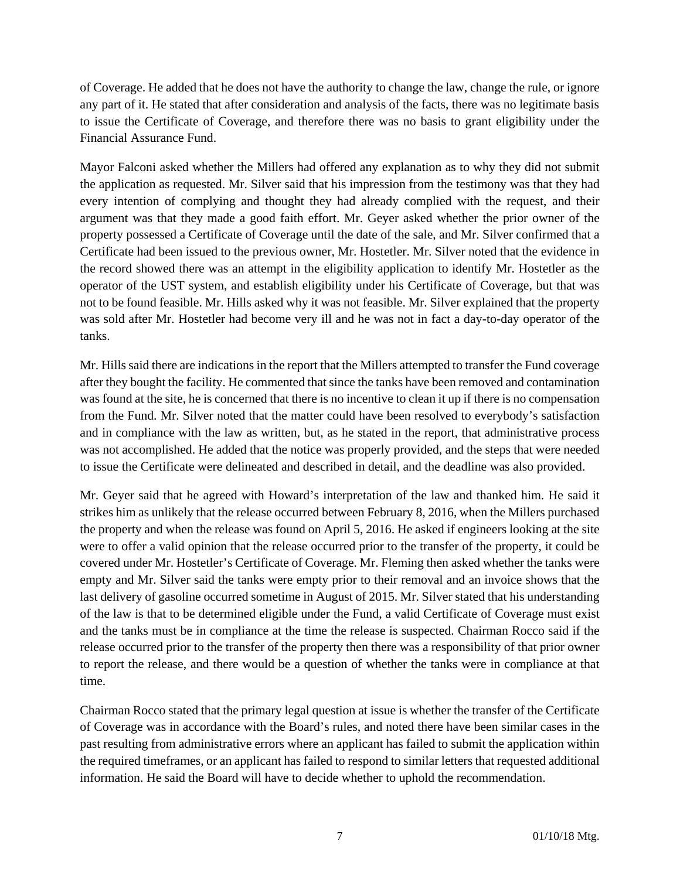of Coverage. He added that he does not have the authority to change the law, change the rule, or ignore any part of it. He stated that after consideration and analysis of the facts, there was no legitimate basis to issue the Certificate of Coverage, and therefore there was no basis to grant eligibility under the Financial Assurance Fund.

Mayor Falconi asked whether the Millers had offered any explanation as to why they did not submit the application as requested. Mr. Silver said that his impression from the testimony was that they had every intention of complying and thought they had already complied with the request, and their argument was that they made a good faith effort. Mr. Geyer asked whether the prior owner of the property possessed a Certificate of Coverage until the date of the sale, and Mr. Silver confirmed that a Certificate had been issued to the previous owner, Mr. Hostetler. Mr. Silver noted that the evidence in the record showed there was an attempt in the eligibility application to identify Mr. Hostetler as the operator of the UST system, and establish eligibility under his Certificate of Coverage, but that was not to be found feasible. Mr. Hills asked why it was not feasible. Mr. Silver explained that the property was sold after Mr. Hostetler had become very ill and he was not in fact a day-to-day operator of the tanks.

Mr. Hills said there are indications in the report that the Millers attempted to transfer the Fund coverage after they bought the facility. He commented that since the tanks have been removed and contamination was found at the site, he is concerned that there is no incentive to clean it up if there is no compensation from the Fund. Mr. Silver noted that the matter could have been resolved to everybody's satisfaction and in compliance with the law as written, but, as he stated in the report, that administrative process was not accomplished. He added that the notice was properly provided, and the steps that were needed to issue the Certificate were delineated and described in detail, and the deadline was also provided.

Mr. Geyer said that he agreed with Howard's interpretation of the law and thanked him. He said it strikes him as unlikely that the release occurred between February 8, 2016, when the Millers purchased the property and when the release was found on April 5, 2016. He asked if engineers looking at the site were to offer a valid opinion that the release occurred prior to the transfer of the property, it could be covered under Mr. Hostetler's Certificate of Coverage. Mr. Fleming then asked whether the tanks were empty and Mr. Silver said the tanks were empty prior to their removal and an invoice shows that the last delivery of gasoline occurred sometime in August of 2015. Mr. Silver stated that his understanding of the law is that to be determined eligible under the Fund, a valid Certificate of Coverage must exist and the tanks must be in compliance at the time the release is suspected. Chairman Rocco said if the release occurred prior to the transfer of the property then there was a responsibility of that prior owner to report the release, and there would be a question of whether the tanks were in compliance at that time.

Chairman Rocco stated that the primary legal question at issue is whether the transfer of the Certificate of Coverage was in accordance with the Board's rules, and noted there have been similar cases in the past resulting from administrative errors where an applicant has failed to submit the application within the required timeframes, or an applicant has failed to respond to similar letters that requested additional information. He said the Board will have to decide whether to uphold the recommendation.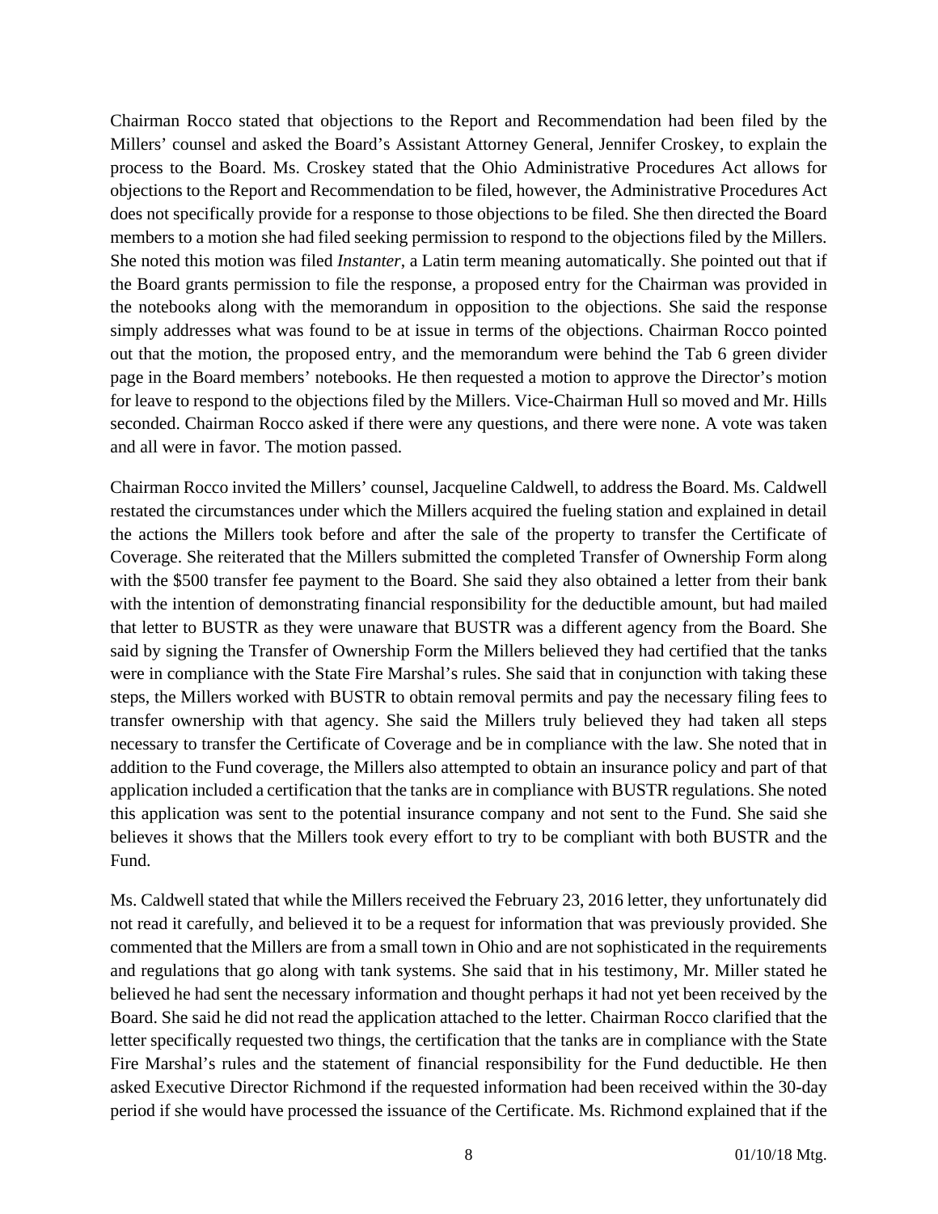Chairman Rocco stated that objections to the Report and Recommendation had been filed by the Millers' counsel and asked the Board's Assistant Attorney General, Jennifer Croskey, to explain the process to the Board. Ms. Croskey stated that the Ohio Administrative Procedures Act allows for objections to the Report and Recommendation to be filed, however, the Administrative Procedures Act does not specifically provide for a response to those objections to be filed. She then directed the Board members to a motion she had filed seeking permission to respond to the objections filed by the Millers. She noted this motion was filed *Instanter*, a Latin term meaning automatically. She pointed out that if the Board grants permission to file the response, a proposed entry for the Chairman was provided in the notebooks along with the memorandum in opposition to the objections. She said the response simply addresses what was found to be at issue in terms of the objections. Chairman Rocco pointed out that the motion, the proposed entry, and the memorandum were behind the Tab 6 green divider page in the Board members' notebooks. He then requested a motion to approve the Director's motion for leave to respond to the objections filed by the Millers. Vice-Chairman Hull so moved and Mr. Hills seconded. Chairman Rocco asked if there were any questions, and there were none. A vote was taken and all were in favor. The motion passed.

Chairman Rocco invited the Millers' counsel, Jacqueline Caldwell, to address the Board. Ms. Caldwell restated the circumstances under which the Millers acquired the fueling station and explained in detail the actions the Millers took before and after the sale of the property to transfer the Certificate of Coverage. She reiterated that the Millers submitted the completed Transfer of Ownership Form along with the $500 transfer fee payment to the Board. She said they also obtained a letter from their bank with the intention of demonstrating financial responsibility for the deductible amount, but had mailed that letter to BUSTR as they were unaware that BUSTR was a different agency from the Board. She said by signing the Transfer of Ownership Form the Millers believed they had certified that the tanks were in compliance with the State Fire Marshal's rules. She said that in conjunction with taking these steps, the Millers worked with BUSTR to obtain removal permits and pay the necessary filing fees to transfer ownership with that agency. She said the Millers truly believed they had taken all steps necessary to transfer the Certificate of Coverage and be in compliance with the law. She noted that in addition to the Fund coverage, the Millers also attempted to obtain an insurance policy and part of that application included a certification that the tanks are in compliance with BUSTR regulations. She noted this application was sent to the potential insurance company and not sent to the Fund. She said she believes it shows that the Millers took every effort to try to be compliant with both BUSTR and the Fund.

Ms. Caldwell stated that while the Millers received the February 23, 2016 letter, they unfortunately did not read it carefully, and believed it to be a request for information that was previously provided. She commented that the Millers are from a small town in Ohio and are not sophisticated in the requirements and regulations that go along with tank systems. She said that in his testimony, Mr. Miller stated he believed he had sent the necessary information and thought perhaps it had not yet been received by the Board. She said he did not read the application attached to the letter. Chairman Rocco clarified that the letter specifically requested two things, the certification that the tanks are in compliance with the State Fire Marshal's rules and the statement of financial responsibility for the Fund deductible. He then asked Executive Director Richmond if the requested information had been received within the 30-day period if she would have processed the issuance of the Certificate. Ms. Richmond explained that if the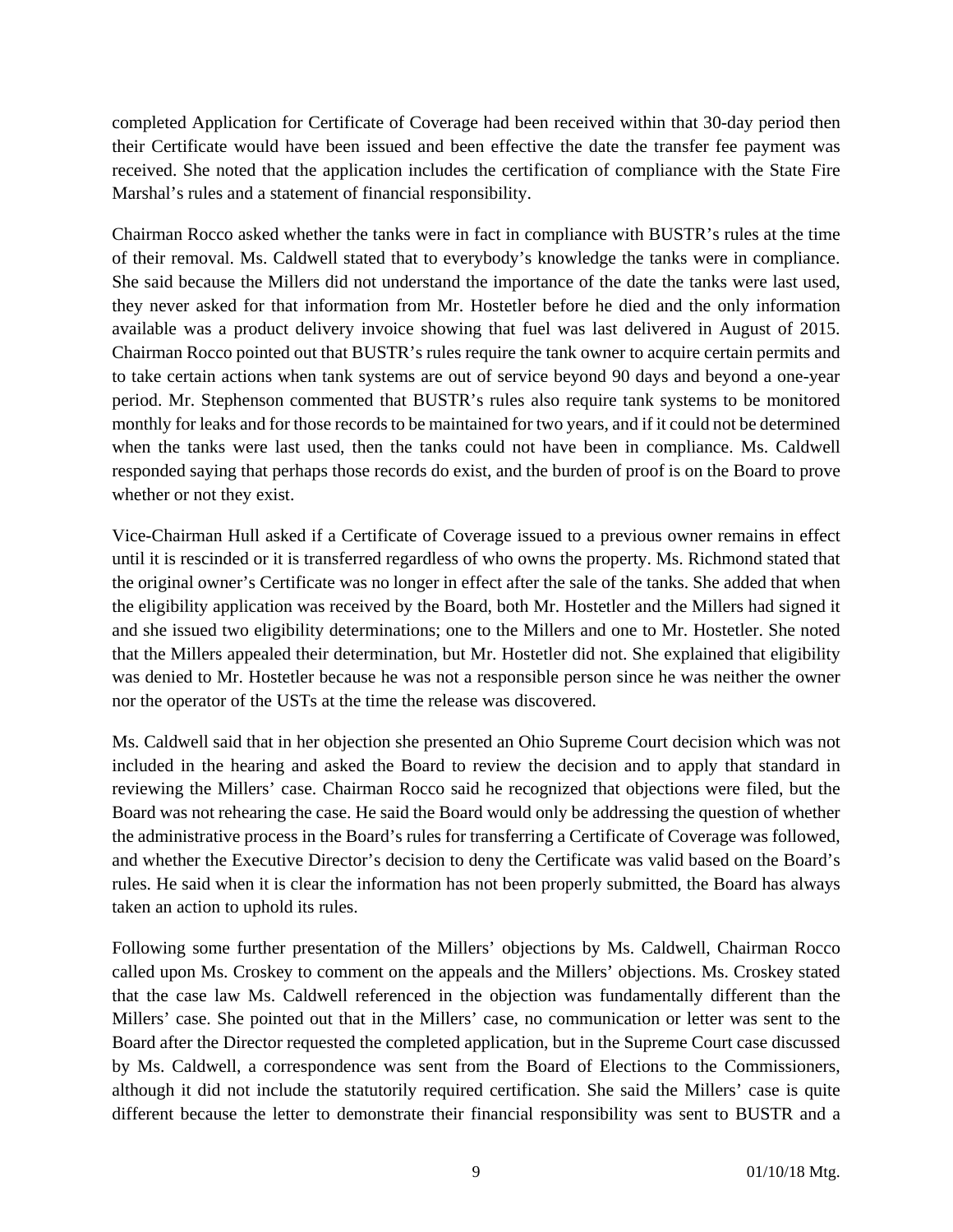completed Application for Certificate of Coverage had been received within that 30-day period then their Certificate would have been issued and been effective the date the transfer fee payment was received. She noted that the application includes the certification of compliance with the State Fire Marshal's rules and a statement of financial responsibility.

Chairman Rocco asked whether the tanks were in fact in compliance with BUSTR's rules at the time of their removal. Ms. Caldwell stated that to everybody's knowledge the tanks were in compliance. She said because the Millers did not understand the importance of the date the tanks were last used, they never asked for that information from Mr. Hostetler before he died and the only information available was a product delivery invoice showing that fuel was last delivered in August of 2015. Chairman Rocco pointed out that BUSTR's rules require the tank owner to acquire certain permits and to take certain actions when tank systems are out of service beyond 90 days and beyond a one-year period. Mr. Stephenson commented that BUSTR's rules also require tank systems to be monitored monthly for leaks and for those records to be maintained for two years, and if it could not be determined when the tanks were last used, then the tanks could not have been in compliance. Ms. Caldwell responded saying that perhaps those records do exist, and the burden of proof is on the Board to prove whether or not they exist.

Vice-Chairman Hull asked if a Certificate of Coverage issued to a previous owner remains in effect until it is rescinded or it is transferred regardless of who owns the property. Ms. Richmond stated that the original owner's Certificate was no longer in effect after the sale of the tanks. She added that when the eligibility application was received by the Board, both Mr. Hostetler and the Millers had signed it and she issued two eligibility determinations; one to the Millers and one to Mr. Hostetler. She noted that the Millers appealed their determination, but Mr. Hostetler did not. She explained that eligibility was denied to Mr. Hostetler because he was not a responsible person since he was neither the owner nor the operator of the USTs at the time the release was discovered.

Ms. Caldwell said that in her objection she presented an Ohio Supreme Court decision which was not included in the hearing and asked the Board to review the decision and to apply that standard in reviewing the Millers' case. Chairman Rocco said he recognized that objections were filed, but the Board was not rehearing the case. He said the Board would only be addressing the question of whether the administrative process in the Board's rules for transferring a Certificate of Coverage was followed, and whether the Executive Director's decision to deny the Certificate was valid based on the Board's rules. He said when it is clear the information has not been properly submitted, the Board has always taken an action to uphold its rules.

Following some further presentation of the Millers' objections by Ms. Caldwell, Chairman Rocco called upon Ms. Croskey to comment on the appeals and the Millers' objections. Ms. Croskey stated that the case law Ms. Caldwell referenced in the objection was fundamentally different than the Millers' case. She pointed out that in the Millers' case, no communication or letter was sent to the Board after the Director requested the completed application, but in the Supreme Court case discussed by Ms. Caldwell, a correspondence was sent from the Board of Elections to the Commissioners, although it did not include the statutorily required certification. She said the Millers' case is quite different because the letter to demonstrate their financial responsibility was sent to BUSTR and a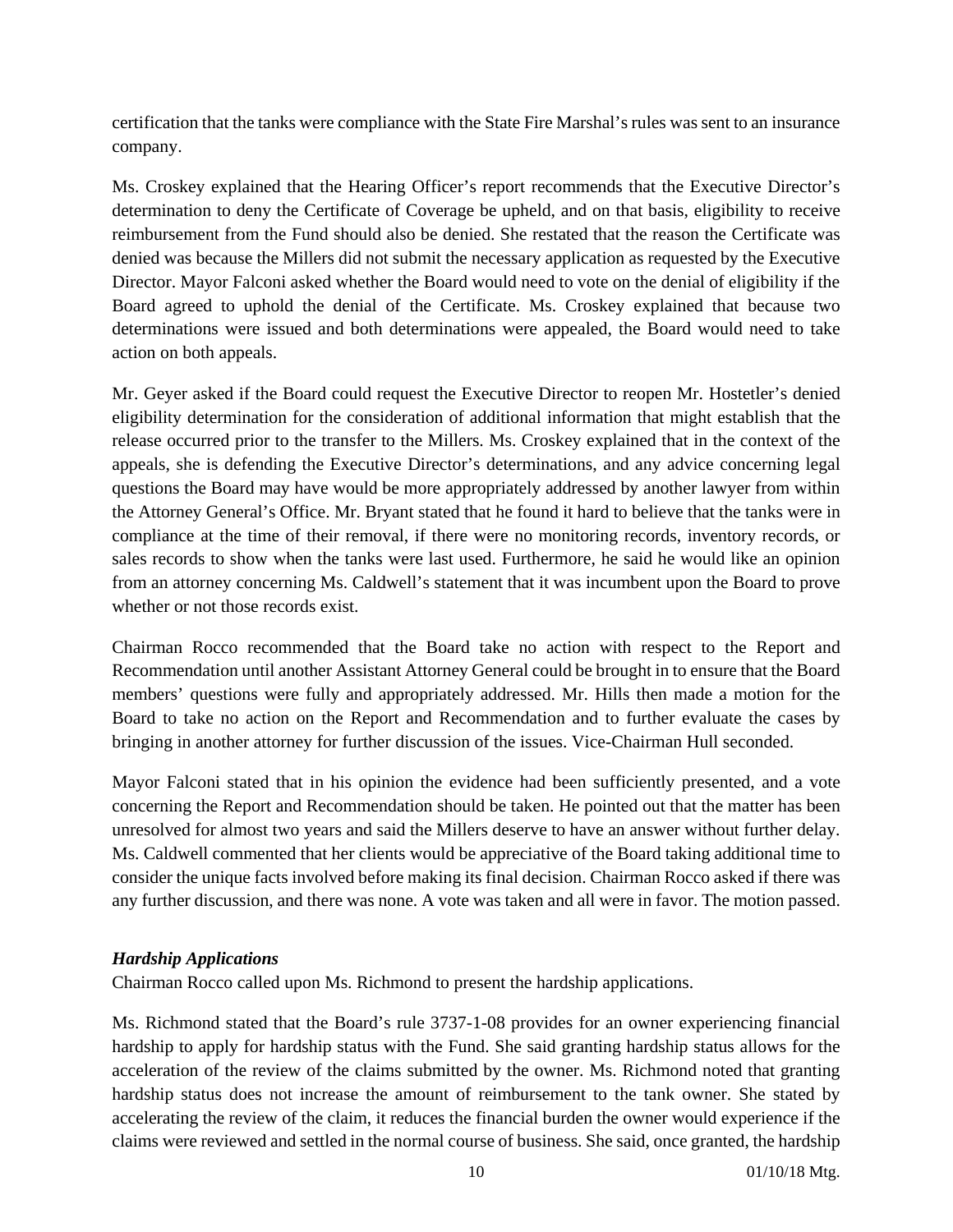certification that the tanks were compliance with the State Fire Marshal's rules was sent to an insurance company.

Ms. Croskey explained that the Hearing Officer's report recommends that the Executive Director's determination to deny the Certificate of Coverage be upheld, and on that basis, eligibility to receive reimbursement from the Fund should also be denied. She restated that the reason the Certificate was denied was because the Millers did not submit the necessary application as requested by the Executive Director. Mayor Falconi asked whether the Board would need to vote on the denial of eligibility if the Board agreed to uphold the denial of the Certificate. Ms. Croskey explained that because two determinations were issued and both determinations were appealed, the Board would need to take action on both appeals.

Mr. Geyer asked if the Board could request the Executive Director to reopen Mr. Hostetler's denied eligibility determination for the consideration of additional information that might establish that the release occurred prior to the transfer to the Millers. Ms. Croskey explained that in the context of the appeals, she is defending the Executive Director's determinations, and any advice concerning legal questions the Board may have would be more appropriately addressed by another lawyer from within the Attorney General's Office. Mr. Bryant stated that he found it hard to believe that the tanks were in compliance at the time of their removal, if there were no monitoring records, inventory records, or sales records to show when the tanks were last used. Furthermore, he said he would like an opinion from an attorney concerning Ms. Caldwell's statement that it was incumbent upon the Board to prove whether or not those records exist.

Chairman Rocco recommended that the Board take no action with respect to the Report and Recommendation until another Assistant Attorney General could be brought in to ensure that the Board members' questions were fully and appropriately addressed. Mr. Hills then made a motion for the Board to take no action on the Report and Recommendation and to further evaluate the cases by bringing in another attorney for further discussion of the issues. Vice-Chairman Hull seconded.

Mayor Falconi stated that in his opinion the evidence had been sufficiently presented, and a vote concerning the Report and Recommendation should be taken. He pointed out that the matter has been unresolved for almost two years and said the Millers deserve to have an answer without further delay. Ms. Caldwell commented that her clients would be appreciative of the Board taking additional time to consider the unique facts involved before making its final decision. Chairman Rocco asked if there was any further discussion, and there was none. A vote was taken and all were in favor. The motion passed.

### *Hardship Applications*

Chairman Rocco called upon Ms. Richmond to present the hardship applications.

Ms. Richmond stated that the Board's rule 3737-1-08 provides for an owner experiencing financial hardship to apply for hardship status with the Fund. She said granting hardship status allows for the acceleration of the review of the claims submitted by the owner. Ms. Richmond noted that granting hardship status does not increase the amount of reimbursement to the tank owner. She stated by accelerating the review of the claim, it reduces the financial burden the owner would experience if the claims were reviewed and settled in the normal course of business. She said, once granted, the hardship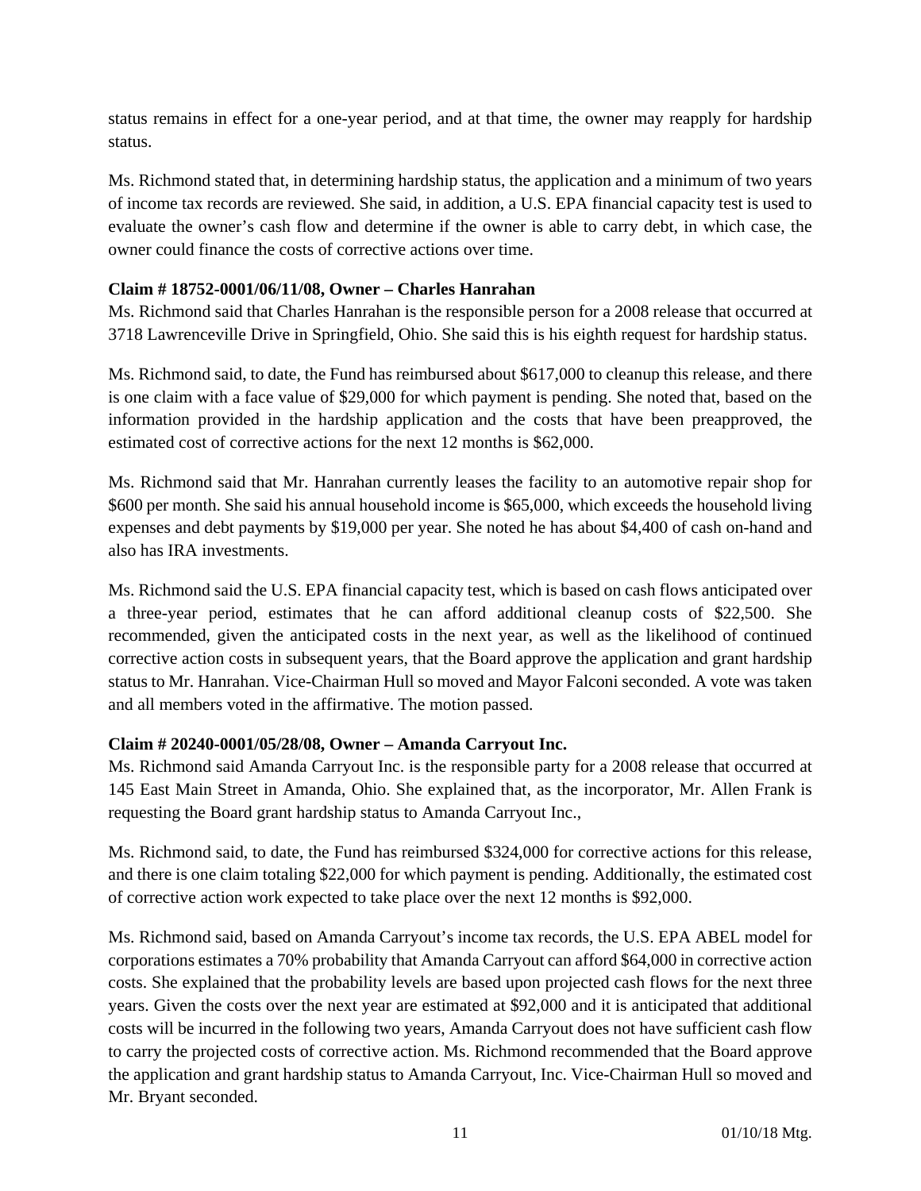status remains in effect for a one-year period, and at that time, the owner may reapply for hardship status.

Ms. Richmond stated that, in determining hardship status, the application and a minimum of two years of income tax records are reviewed. She said, in addition, a U.S. EPA financial capacity test is used to evaluate the owner's cash flow and determine if the owner is able to carry debt, in which case, the owner could finance the costs of corrective actions over time.

**Claim # 18752-0001/06/11/08, Owner – Charles Hanrahan**

Ms. Richmond said that Charles Hanrahan is the responsible person for a 2008 release that occurred at 3718 Lawrenceville Drive in Springfield, Ohio. She said this is his eighth request for hardship status.

Ms. Richmond said, to date, the Fund has reimbursed about $617,000 to cleanup this release, and there is one claim with a face value of $29,000 for which payment is pending. She noted that, based on the information provided in the hardship application and the costs that have been preapproved, the estimated cost of corrective actions for the next 12 months is $62,000.

Ms. Richmond said that Mr. Hanrahan currently leases the facility to an automotive repair shop for $600 per month. She said his annual household income is $65,000, which exceeds the household living expenses and debt payments by $19,000 per year. She noted he has about $4,400 of cash on-hand and also has IRA investments.

Ms. Richmond said the U.S. EPA financial capacity test, which is based on cash flows anticipated over a three-year period, estimates that he can afford additional cleanup costs of $22,500. She recommended, given the anticipated costs in the next year, as well as the likelihood of continued corrective action costs in subsequent years, that the Board approve the application and grant hardship status to Mr. Hanrahan. Vice-Chairman Hull so moved and Mayor Falconi seconded. A vote was taken and all members voted in the affirmative. The motion passed.

**Claim # 20240-0001/05/28/08, Owner – Amanda Carryout Inc.**

Ms. Richmond said Amanda Carryout Inc. is the responsible party for a 2008 release that occurred at 145 East Main Street in Amanda, Ohio. She explained that, as the incorporator, Mr. Allen Frank is requesting the Board grant hardship status to Amanda Carryout Inc.,

Ms. Richmond said, to date, the Fund has reimbursed $324,000 for corrective actions for this release, and there is one claim totaling $22,000 for which payment is pending. Additionally, the estimated cost of corrective action work expected to take place over the next 12 months is $92,000.

Ms. Richmond said, based on Amanda Carryout's income tax records, the U.S. EPA ABEL model for corporations estimates a 70% probability that Amanda Carryout can afford $64,000 in corrective action costs. She explained that the probability levels are based upon projected cash flows for the next three years. Given the costs over the next year are estimated at $92,000 and it is anticipated that additional costs will be incurred in the following two years, Amanda Carryout does not have sufficient cash flow to carry the projected costs of corrective action. Ms. Richmond recommended that the Board approve the application and grant hardship status to Amanda Carryout, Inc. Vice-Chairman Hull so moved and Mr. Bryant seconded.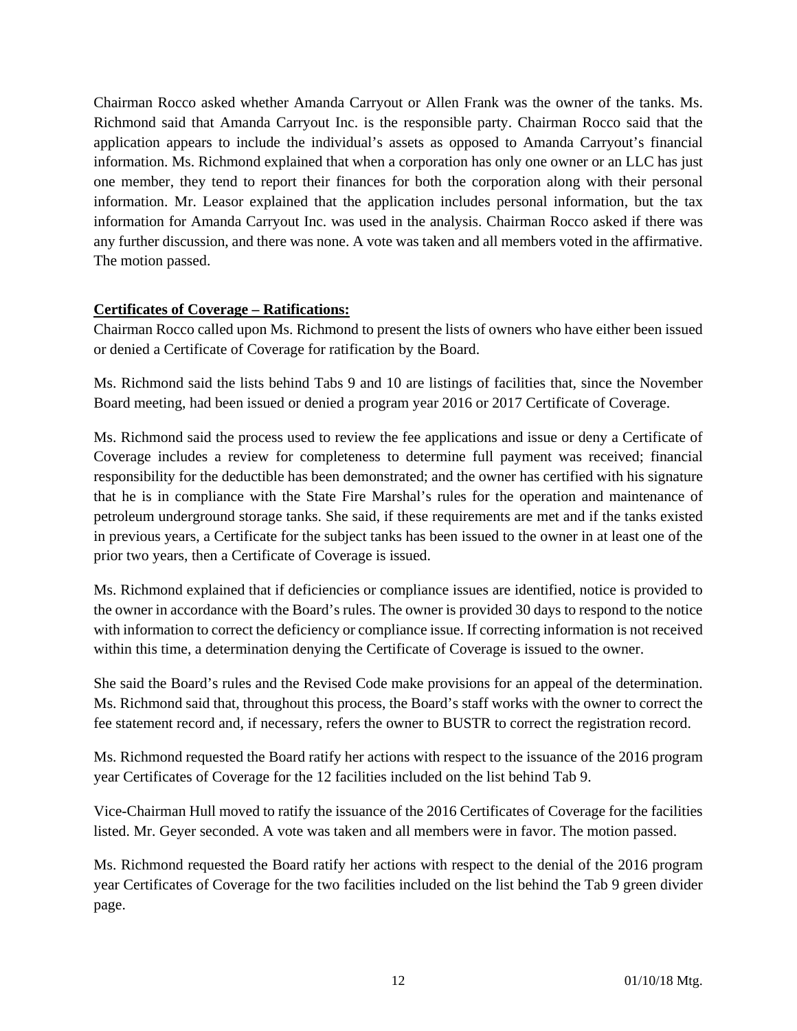Chairman Rocco asked whether Amanda Carryout or Allen Frank was the owner of the tanks. Ms. Richmond said that Amanda Carryout Inc. is the responsible party. Chairman Rocco said that the application appears to include the individual's assets as opposed to Amanda Carryout's financial information. Ms. Richmond explained that when a corporation has only one owner or an LLC has just one member, they tend to report their finances for both the corporation along with their personal information. Mr. Leasor explained that the application includes personal information, but the tax information for Amanda Carryout Inc. was used in the analysis. Chairman Rocco asked if there was any further discussion, and there was none. A vote was taken and all members voted in the affirmative. The motion passed.

**Certificates of Coverage – Ratifications:**

Chairman Rocco called upon Ms. Richmond to present the lists of owners who have either been issued or denied a Certificate of Coverage for ratification by the Board.

Ms. Richmond said the lists behind Tabs 9 and 10 are listings of facilities that, since the November Board meeting, had been issued or denied a program year 2016 or 2017 Certificate of Coverage.

Ms. Richmond said the process used to review the fee applications and issue or deny a Certificate of Coverage includes a review for completeness to determine full payment was received; financial responsibility for the deductible has been demonstrated; and the owner has certified with his signature that he is in compliance with the State Fire Marshal's rules for the operation and maintenance of petroleum underground storage tanks. She said, if these requirements are met and if the tanks existed in previous years, a Certificate for the subject tanks has been issued to the owner in at least one of the prior two years, then a Certificate of Coverage is issued.

Ms. Richmond explained that if deficiencies or compliance issues are identified, notice is provided to the owner in accordance with the Board's rules. The owner is provided 30 days to respond to the notice with information to correct the deficiency or compliance issue. If correcting information is not received within this time, a determination denying the Certificate of Coverage is issued to the owner.

She said the Board's rules and the Revised Code make provisions for an appeal of the determination. Ms. Richmond said that, throughout this process, the Board's staff works with the owner to correct the fee statement record and, if necessary, refers the owner to BUSTR to correct the registration record.

Ms. Richmond requested the Board ratify her actions with respect to the issuance of the 2016 program year Certificates of Coverage for the 12 facilities included on the list behind Tab 9.

Vice-Chairman Hull moved to ratify the issuance of the 2016 Certificates of Coverage for the facilities listed. Mr. Geyer seconded. A vote was taken and all members were in favor. The motion passed.

Ms. Richmond requested the Board ratify her actions with respect to the denial of the 2016 program year Certificates of Coverage for the two facilities included on the list behind the Tab 9 green divider page.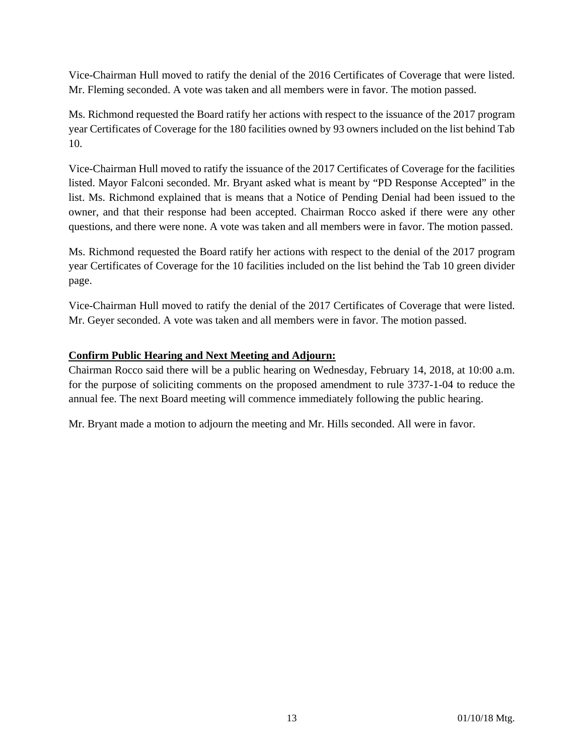Vice-Chairman Hull moved to ratify the denial of the 2016 Certificates of Coverage that were listed. Mr. Fleming seconded. A vote was taken and all members were in favor. The motion passed.

Ms. Richmond requested the Board ratify her actions with respect to the issuance of the 2017 program year Certificates of Coverage for the 180 facilities owned by 93 owners included on the list behind Tab 10.

Vice-Chairman Hull moved to ratify the issuance of the 2017 Certificates of Coverage for the facilities listed. Mayor Falconi seconded. Mr. Bryant asked what is meant by "PD Response Accepted" in the list. Ms. Richmond explained that is means that a Notice of Pending Denial had been issued to the owner, and that their response had been accepted. Chairman Rocco asked if there were any other questions, and there were none. A vote was taken and all members were in favor. The motion passed.

Ms. Richmond requested the Board ratify her actions with respect to the denial of the 2017 program year Certificates of Coverage for the 10 facilities included on the list behind the Tab 10 green divider page.

Vice-Chairman Hull moved to ratify the denial of the 2017 Certificates of Coverage that were listed. Mr. Geyer seconded. A vote was taken and all members were in favor. The motion passed.

**Confirm Public Hearing and Next Meeting and Adjourn:**

Chairman Rocco said there will be a public hearing on Wednesday, February 14, 2018, at 10:00 a.m. for the purpose of soliciting comments on the proposed amendment to rule 3737-1-04 to reduce the annual fee. The next Board meeting will commence immediately following the public hearing.

Mr. Bryant made a motion to adjourn the meeting and Mr. Hills seconded. All were in favor.